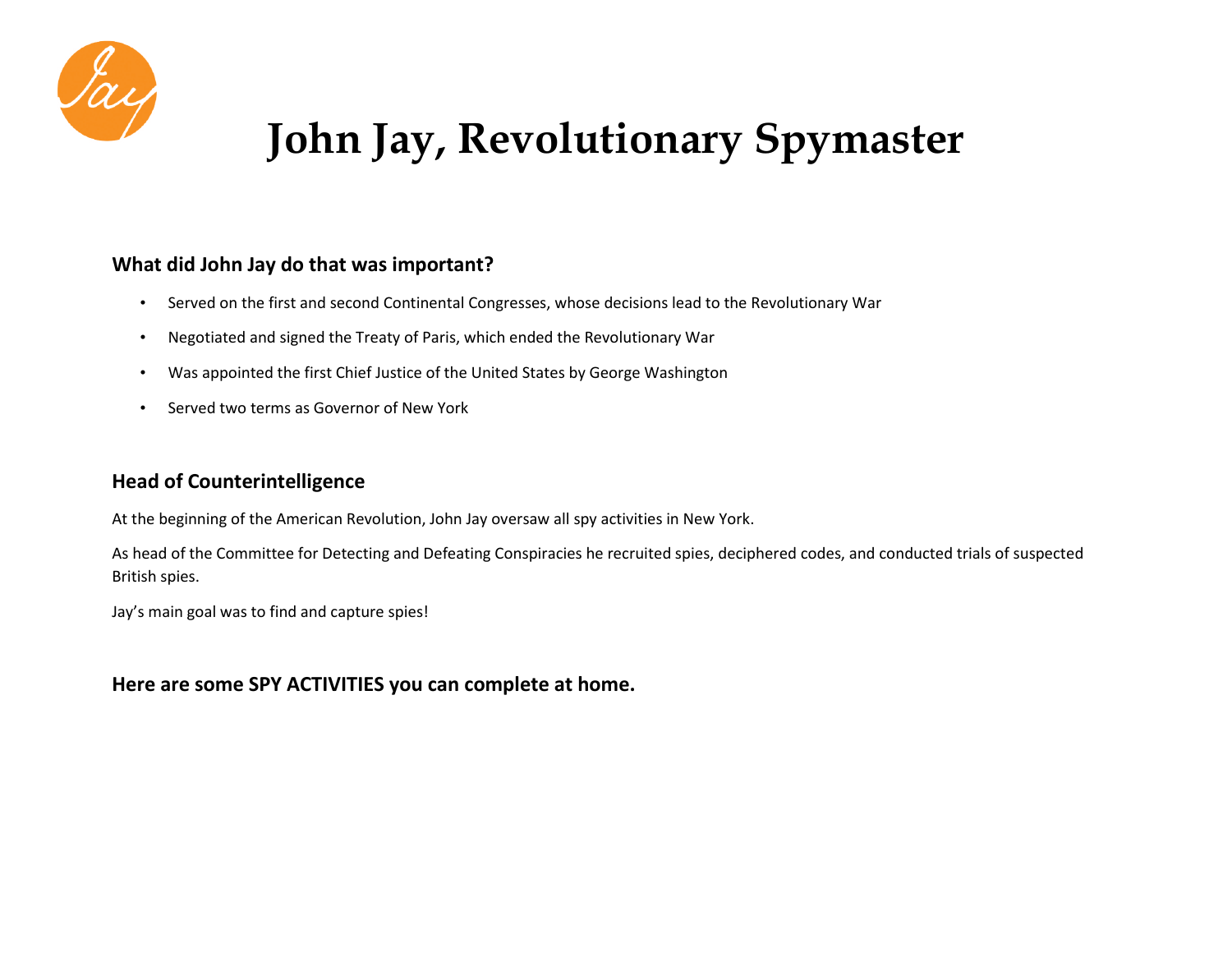# John Jay, Revolutionary Spymaster

### What did John Jay do that was important?

- Served on the first and second Continental Congresses, whose decisions lead to the Revolutionary War
- Negotiated and signed the Treaty of Paris, which ended the Revolutionary War
- Was appointed the first Chief Justice of the United States by George Washington
- Served two terms as Governor of New York

### Head of Counterintelligence

At the beginning of the American Revolution, John Jay oversaw all spy activities in New York.

As head of the Committee for Detecting and Defeating Conspiracies he recruited spies, deciphered codes, and conducted trials of suspected British spies.

Jay's main goal was to find and capture spies!

### Here are some SPY ACTIVITIES you can complete at home.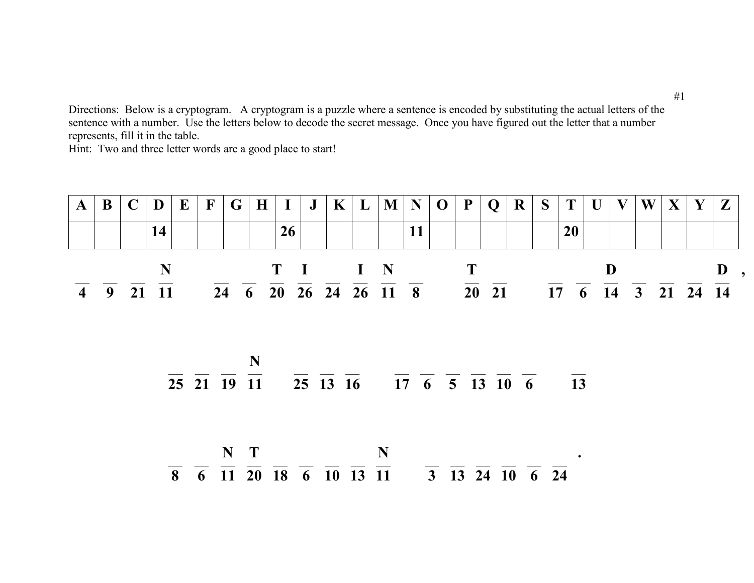#1

Directions: Below is a cryptogram. A cryptogram is a puzzle where a sentence is encoded by substituting the actual letters of the sentence with a number. Use the letters below to decode the secret message. Once you have figured out the letter that a number represents, fill it in the table.

Hint: Two and three letter words are a good place to start!

| A | B | C | D | E | F | G | H | I | J | K | L | M | N | O | P | Q | R | S | T | U | V | W | X | Y | Z |
|---|---|---|---|---|---|---|---|---|---|---|---|---|---|---|---|---|---|---|---|---|---|---|---|---|---|
| | | | 14 | | | | | 26 | | | | | 11 | | | | | | 20 | | | | | | |

| | | | N | | | | T | I | | I | N | | | T | | | | | D | | | | D | |
|---|---|---|---|---|---|---|---|---|---|---|---|---|---|---|---|---|---|---|---|---|---|---|---|---|
| 4 | 9 | 21 | 11 | | 24 | 6 | 20 | 26 | 24 | 26 | 11 | 8 | | 20 | 21 | | 17 | 6 | 14 | 3 | 21 | 24 | 14 | , |

| | | | N | | | | | | | | | | | | | |
|---|---|---|---|---|---|---|---|---|---|---|---|---|---|---|---|---|
| 25 | 21 | 19 | 11 | | 25 | 13 | 16 | | 17 | 6 | 5 | 13 | 10 | 6 | | 13 |

| | | N | T | | | | | N | | | | | | | | |
|---|---|---|---|---|---|---|---|---|---|---|---|---|---|---|---|---|
| 8 | 6 | 11 | 20 | 18 | 6 | 10 | 13 | 11 | | 3 | 13 | 24 | 10 | 6 | 24 | . |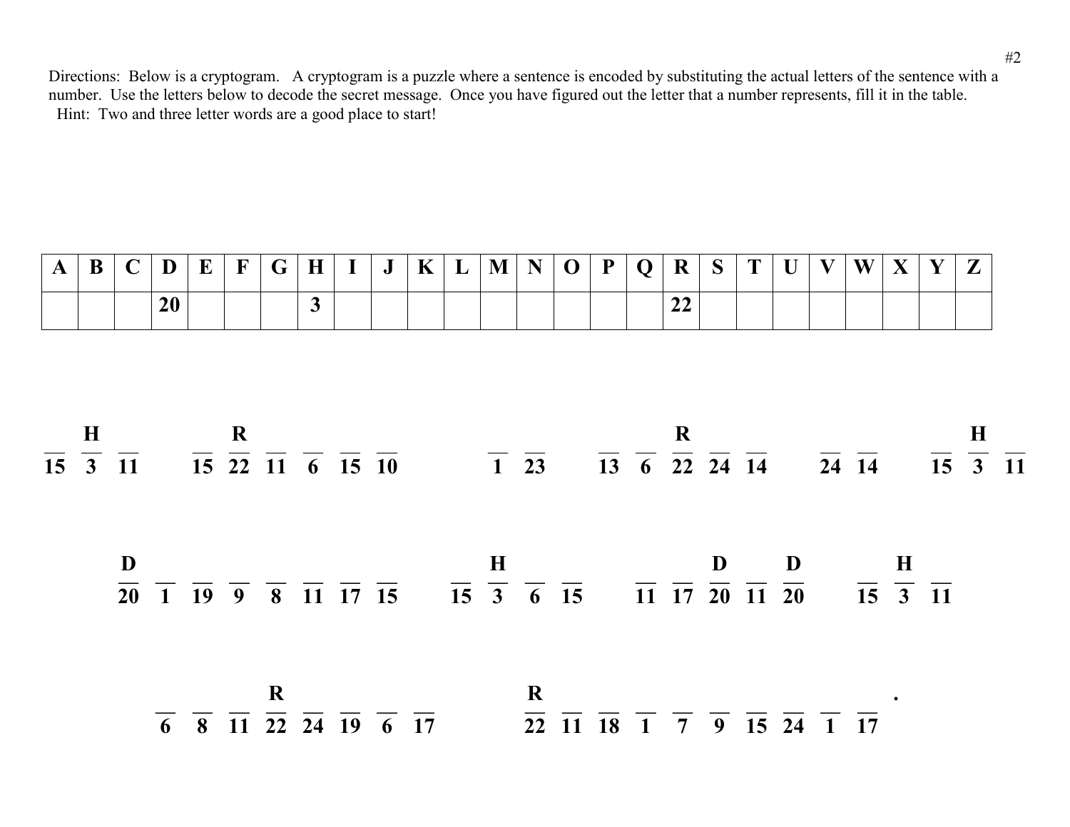Directions: Below is a cryptogram. A cryptogram is a puzzle where a sentence is encoded by substituting the actual letters of the sentence with a number. Use the letters below to decode the secret message. Once you have figured out the letter that a number represents, fill it in the table.
Hint: Two and three letter words are a good place to start!

| A | B | C | D | E | F | G | H | I | J | K | L | M | N | O | P | Q | R | S | T | U | V | W | X | Y | Z |
|---|---|---|---|---|---|---|---|---|---|---|---|---|---|---|---|---|---|---|---|---|---|---|---|---|---|
| | | | 20 | | | | 3 | | | | | | | | | | 22 | | | | | | | | |

| _ | H | _ | | _ | R | _ | _ | _ | _ | | _ | _ | | _ | _ | R | _ | _ | | _ | _ | | _ | H | _ |
|---|---|---|---|---|---|---|---|---|---|---|---|---|---|---|---|---|---|---|---|---|---|---|---|---|---|
| 15 | 3 | 11 | | 15 | 22 | 11 | 6 | 15 | 10 | | 1 | 23 | | 13 | 6 | 22 | 24 | 14 | | 24 | 14 | | 15 | 3 | 11 |

| D | _ | _ | _ | _ | _ | _ | _ | | _ | H | _ | _ | | _ | _ | D | _ | D | | _ | H | _ |
|---|---|---|---|---|---|---|---|---|---|---|---|---|---|---|---|---|---|---|---|---|---|---|
| 20 | 1 | 19 | 9 | 8 | 11 | 17 | 15 | | 15 | 3 | 6 | 15 | | 11 | 17 | 20 | 11 | 20 | | 15 | 3 | 11 |

| _ | _ | _ | R | _ | _ | _ | _ | | R | _ | _ | _ | _ | _ | _ | _ | _ | _ | |
|---|---|---|---|---|---|---|---|---|---|---|---|---|---|---|---|---|---|---|---|
| 6 | 8 | 11 | 22 | 24 | 19 | 6 | 17 | | 22 | 11 | 18 | 1 | 7 | 9 | 15 | 24 | 1 | 17 | . |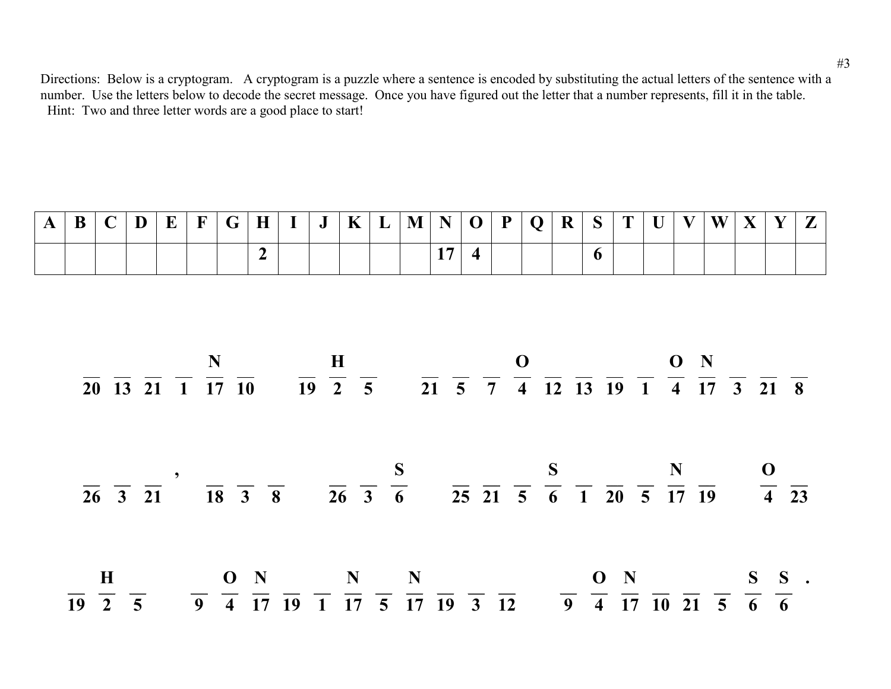#3

Directions: Below is a cryptogram. A cryptogram is a puzzle where a sentence is encoded by substituting the actual letters of the sentence with a number. Use the letters below to decode the secret message. Once you have figured out the letter that a number represents, fill it in the table.
Hint: Two and three letter words are a good place to start!

| A | B | C | D | E | F | G | H | I | J | K | L | M | N | O | P | Q | R | S | T | U | V | W | X | Y | Z |
|---|---|---|---|---|---|---|---|---|---|---|---|---|---|---|---|---|---|---|---|---|---|---|---|---|---|
| | | | | | | | 2 | | | | | | 17 | 4 | | | | 6 | | | | | | | |

\_\_ \_\_ \_\_ \_\_ N \_\_ &nbsp;&nbsp; \_\_ H \_\_ &nbsp;&nbsp; \_\_ \_\_ \_\_ O \_\_ \_\_ \_\_ \_\_ O N \_\_ \_\_ \_\_
20 13 21 1 17 10 &nbsp;&nbsp; 19 2 5 &nbsp;&nbsp; 21 5 7 4 12 13 19 1 4 17 3 21 8

\_\_ \_\_ \_\_ , &nbsp;&nbsp; \_\_ \_\_ \_\_ &nbsp;&nbsp; \_\_ \_\_ S &nbsp;&nbsp; \_\_ \_\_ \_\_ S \_\_ \_\_ \_\_ N \_\_ &nbsp;&nbsp; O \_\_
26 3 21 , &nbsp;&nbsp; 18 3 8 &nbsp;&nbsp; 26 3 6 &nbsp;&nbsp; 25 21 5 6 1 20 5 17 19 &nbsp;&nbsp; 4 23

\_\_ H \_\_ &nbsp;&nbsp; \_\_ O N \_\_ \_\_ N \_\_ N \_\_ \_\_ \_\_ &nbsp;&nbsp; \_\_ O N \_\_ \_\_ \_\_ S S .
19 2 5 &nbsp;&nbsp; 9 4 17 19 1 17 5 17 19 3 12 &nbsp;&nbsp; 9 4 17 10 21 5 6 6 .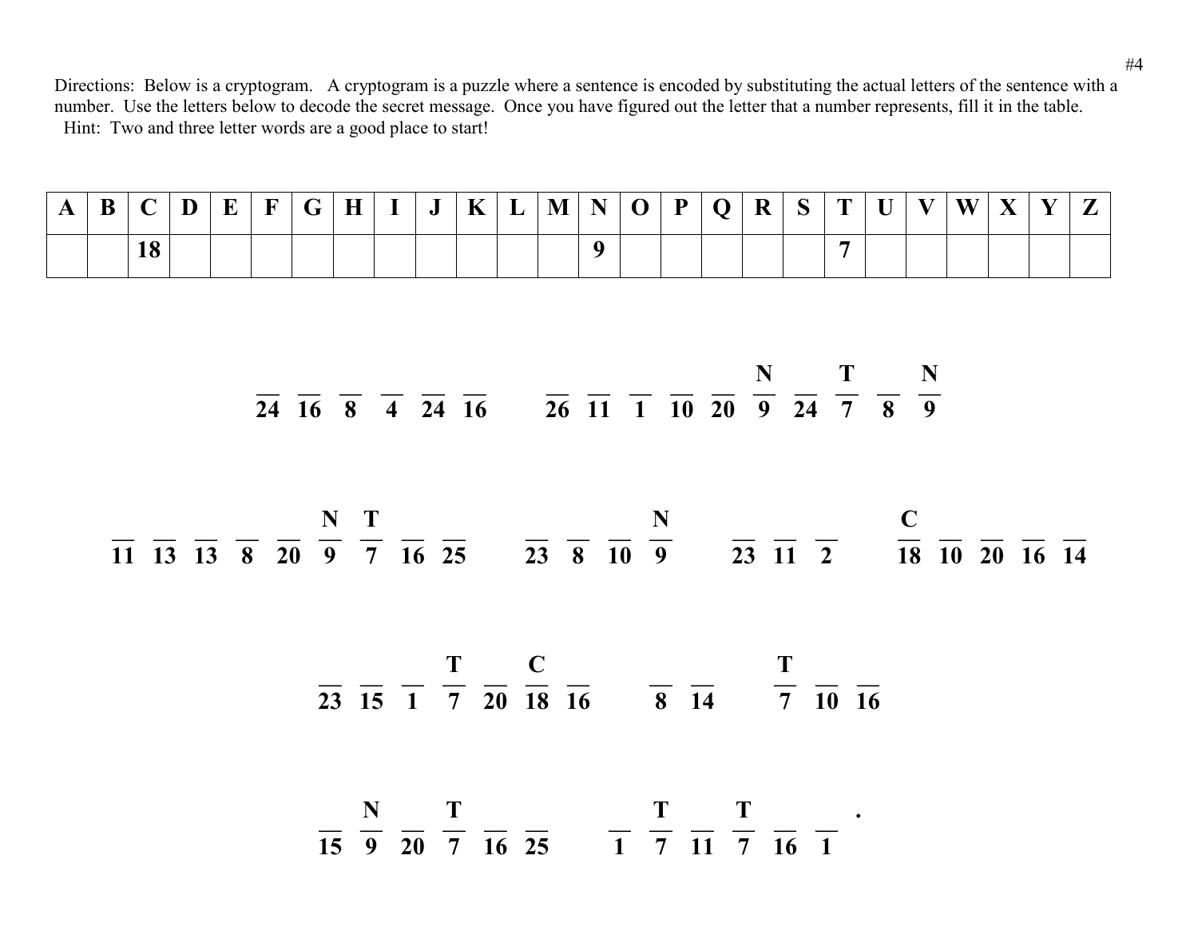Directions: Below is a cryptogram. A cryptogram is a puzzle where a sentence is encoded by substituting the actual letters of the sentence with a number. Use the letters below to decode the secret message. Once you have figured out the letter that a number represents, fill it in the table.
Hint: Two and three letter words are a good place to start!

| A | B | C | D | E | F | G | H | I | J | K | L | M | N | O | P | Q | R | S | T | U | V | W | X | Y | Z |
|---|---|---|---|---|---|---|---|---|---|---|---|---|---|---|---|---|---|---|---|---|---|---|---|---|---|
| | | 18 | | | | | | | | | | | 9 | | | | | | 7 | | | | | | |

24 16 8 4 24 16    26 11 1 10 20 9(N) 24 7(T) 8 9(N)

11 13 13 8 20 9(N) 7(T) 16 25    23 8 10 9(N)    23 11 2    18(C) 10 20 16 14

23 15 1 7(T) 20 18(C) 16    8 14    7(T) 10 16

15 9(N) 20 7(T) 16 25    1 7(T) 11 7(T) 16 1 .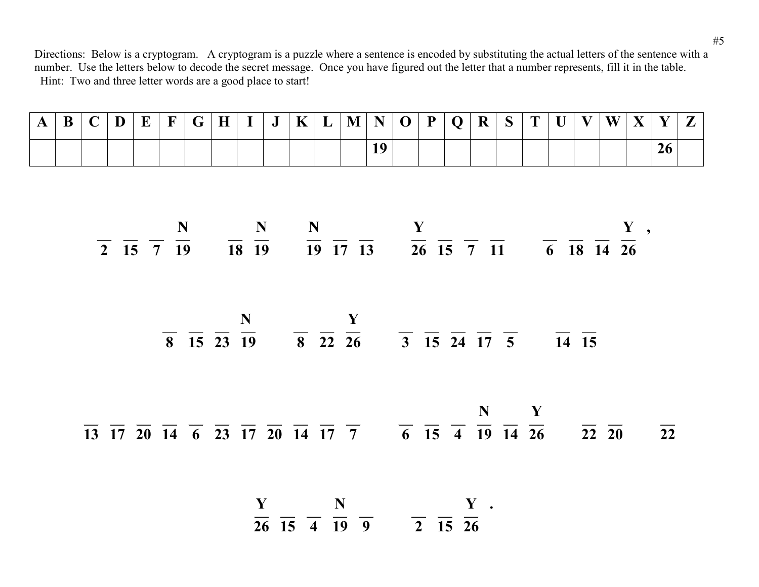Directions: Below is a cryptogram. A cryptogram is a puzzle where a sentence is encoded by substituting the actual letters of the sentence with a number. Use the letters below to decode the secret message. Once you have figured out the letter that a number represents, fill it in the table. Hint: Two and three letter words are a good place to start!

| A | B | C | D | E | F | G | H | I | J | K | L | M | N | O | P | Q | R | S | T | U | V | W | X | Y | Z |
|---|---|---|---|---|---|---|---|---|---|---|---|---|---|---|---|---|---|---|---|---|---|---|---|---|---|
| | | | | | | | | | | | | | 19 | | | | | | | | | | | 26 | |

\_ \_ \_ N &nbsp;&nbsp; \_ N &nbsp;&nbsp; N \_ \_ &nbsp;&nbsp; Y \_ \_ \_ &nbsp;&nbsp; \_ \_ \_ Y ,
2 15 7 19 &nbsp;&nbsp; 18 19 &nbsp;&nbsp; 19 17 13 &nbsp;&nbsp; 26 15 7 11 &nbsp;&nbsp; 6 18 14 26

\_ \_ \_ N &nbsp;&nbsp; \_ \_ Y &nbsp;&nbsp; \_ \_ \_ \_ \_ &nbsp;&nbsp; \_ \_
8 15 23 19 &nbsp;&nbsp; 8 22 26 &nbsp;&nbsp; 3 15 24 17 5 &nbsp;&nbsp; 14 15

\_ \_ \_ \_ \_ \_ \_ \_ \_ \_ \_ &nbsp;&nbsp; \_ \_ \_ N \_ Y &nbsp;&nbsp; \_ \_ &nbsp;&nbsp; \_
13 17 20 14 6 23 17 20 14 17 7 &nbsp;&nbsp; 6 15 4 19 14 26 &nbsp;&nbsp; 22 20 &nbsp;&nbsp; 22

Y \_ \_ N \_ &nbsp;&nbsp; \_ \_ Y .
26 15 4 19 9 &nbsp;&nbsp; 2 15 26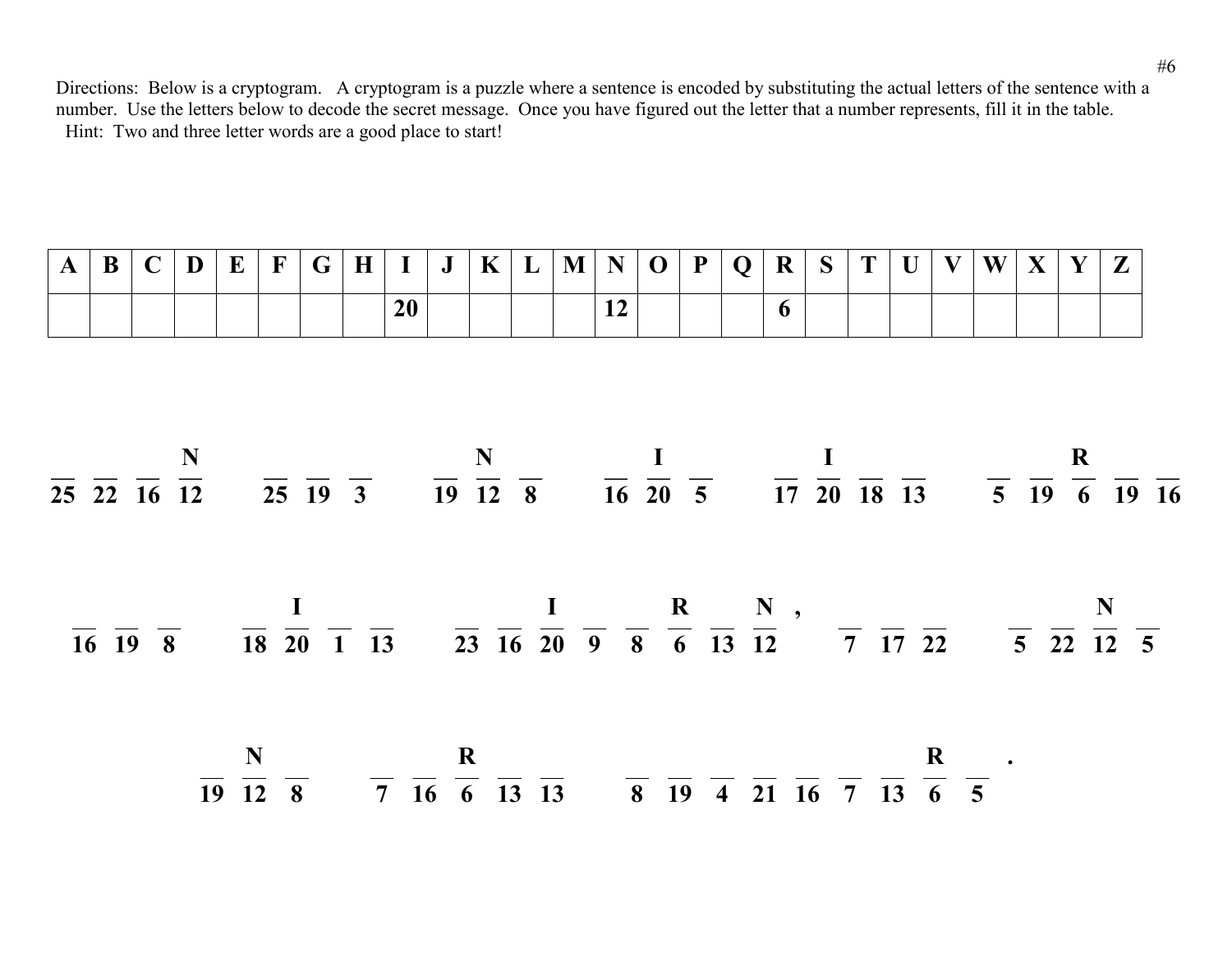Directions: Below is a cryptogram. A cryptogram is a puzzle where a sentence is encoded by substituting the actual letters of the sentence with a number. Use the letters below to decode the secret message. Once you have figured out the letter that a number represents, fill it in the table.
Hint: Two and three letter words are a good place to start!

| A | B | C | D | E | F | G | H | I | J | K | L | M | N | O | P | Q | R | S | T | U | V | W | X | Y | Z |
|---|---|---|---|---|---|---|---|---|---|---|---|---|---|---|---|---|---|---|---|---|---|---|---|---|---|
| | | | | | | | | 20 | | | | | 12 | | | | 6 | | | | | | | | |

_ _ _ N &nbsp;&nbsp; _ _ _ &nbsp;&nbsp; _ N _ &nbsp;&nbsp; _ I _ &nbsp;&nbsp; _ I _ _ &nbsp;&nbsp; _ _ R _ _

25 22 16 12 &nbsp;&nbsp; 25 19 3 &nbsp;&nbsp; 19 12 8 &nbsp;&nbsp; 16 20 5 &nbsp;&nbsp; 17 20 18 13 &nbsp;&nbsp; 5 19 6 19 16

_ _ _ &nbsp;&nbsp; _ I _ _ &nbsp;&nbsp; _ _ I _ _ R _ N , &nbsp;&nbsp; _ _ _ &nbsp;&nbsp; _ _ N _

16 19 8 &nbsp;&nbsp; 18 20 1 13 &nbsp;&nbsp; 23 16 20 9 8 6 13 12 , &nbsp;&nbsp; 7 17 22 &nbsp;&nbsp; 5 22 12 5

_ N _ &nbsp;&nbsp; _ _ R _ _ &nbsp;&nbsp; _ _ _ _ _ _ _ R _ .

19 12 8 &nbsp;&nbsp; 7 16 6 13 13 &nbsp;&nbsp; 8 19 4 21 16 7 13 6 5 .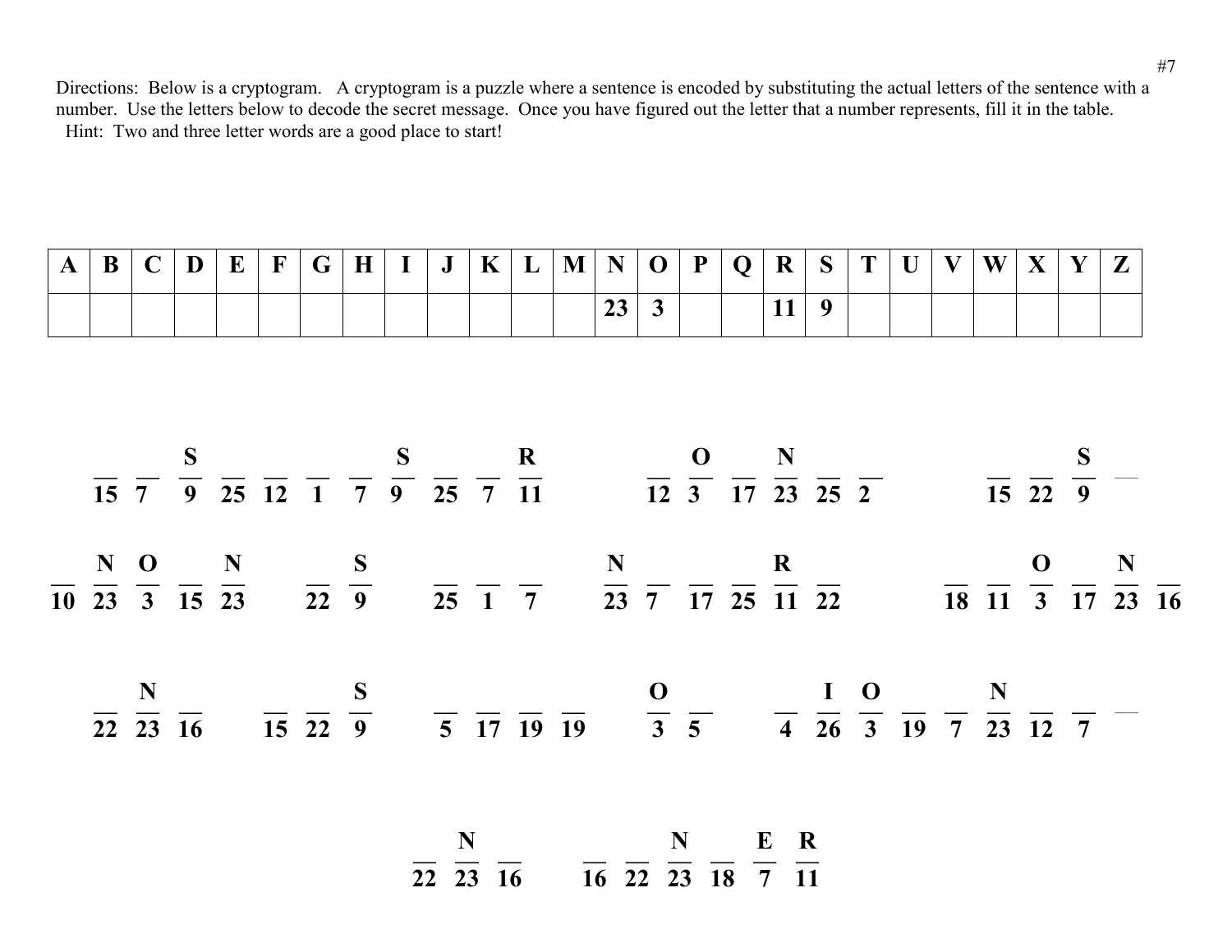#7

Directions: Below is a cryptogram. A cryptogram is a puzzle where a sentence is encoded by substituting the actual letters of the sentence with a number. Use the letters below to decode the secret message. Once you have figured out the letter that a number represents, fill it in the table.
Hint: Two and three letter words are a good place to start!

| A | B | C | D | E | F | G | H | I | J | K | L | M | N | O | P | Q | R | S | T | U | V | W | X | Y | Z |
|---|---|---|---|---|---|---|---|---|---|---|---|---|---|---|---|---|---|---|---|---|---|---|---|---|---|
| | | | | | | | | | | | | | 23 | 3 | | | 11 | 9 | | | | | | | |

_ _ S _ _ _ _ S _ _ R
15 7 9 25 12 1 7 9 25 7 11

_ O _ N _ _
12 3 17 23 25 2

_ _ S —
15 22 9

_ N O _ N
10 23 3 15 23

_ S
22 9

_ _ _
25 1 7

N _ _ _ R _
23 7 17 25 11 22

_ _ O _ N _
18 11 3 17 23 16

_ N _
22 23 16

_ _ S
15 22 9

_ _ _ _
5 17 19 19

O _
3 5

_ I O _ _ N _ _ —
4 26 3 19 7 23 12 7

_ N _
22 23 16

_ _ N _ E R
16 22 23 18 7 11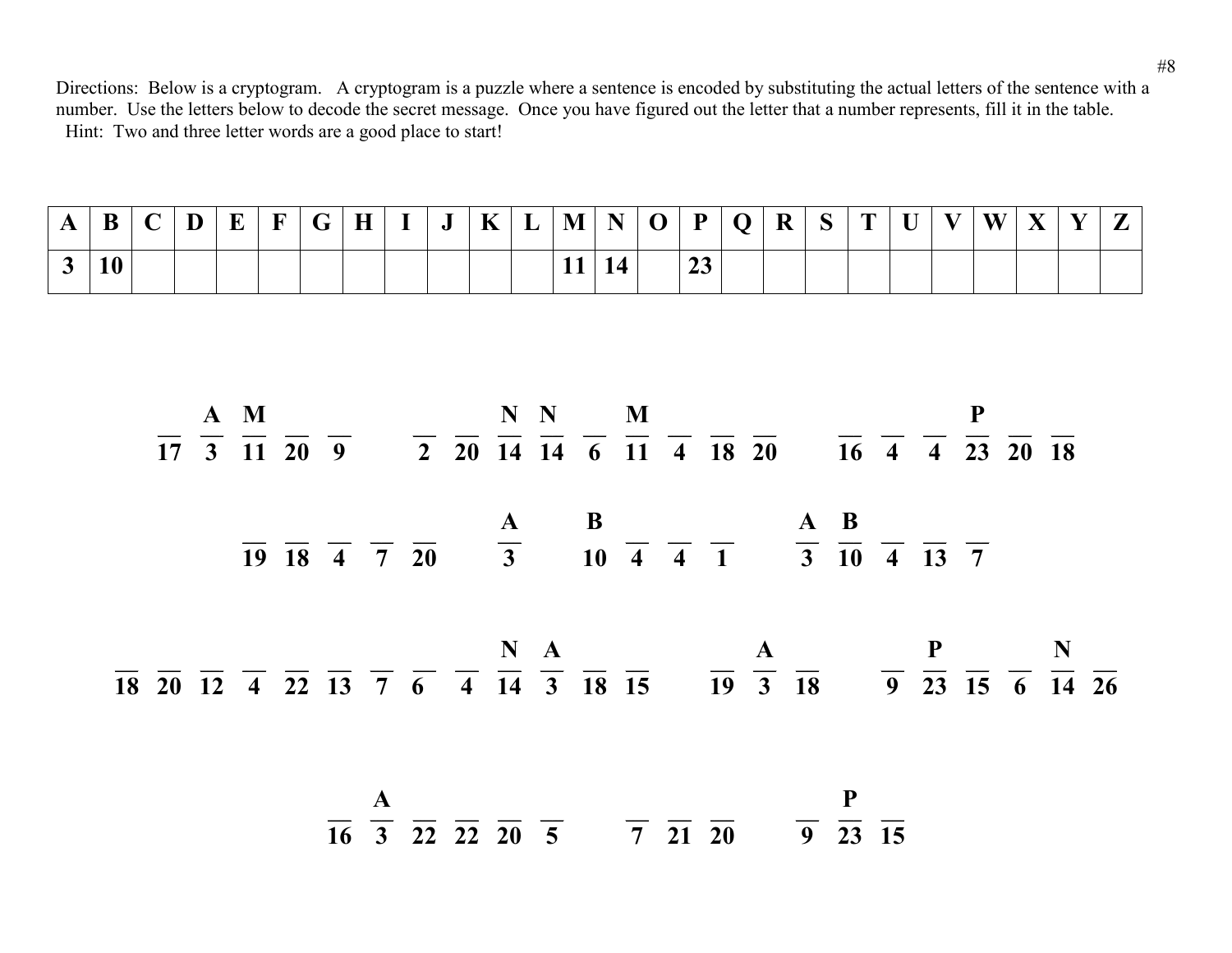#8

Directions: Below is a cryptogram. A cryptogram is a puzzle where a sentence is encoded by substituting the actual letters of the sentence with a number. Use the letters below to decode the secret message. Once you have figured out the letter that a number represents, fill it in the table. Hint: Two and three letter words are a good place to start!

| A | B | C | D | E | F | G | H | I | J | K | L | M | N | O | P | Q | R | S | T | U | V | W | X | Y | Z |
|---|---|---|---|---|---|---|---|---|---|---|---|---|---|---|---|---|---|---|---|---|---|---|---|---|---|
| 3 | 10 | | | | | | | | | | | 11 | 14 | | 23 | | | | | | | | | | |

| | A | M | | |
|---|---|---|---|---|
| 17 | 3 | 11 | 20 | 9 |

| | | N | N | | M | | | |
|---|---|---|---|---|---|---|---|---|
| 2 | 20 | 14 | 14 | 6 | 11 | 4 | 18 | 20 |

| | | | P | | |
|---|---|---|---|---|---|
| 16 | 4 | 4 | 23 | 20 | 18 |

| | | | | |
|---|---|---|---|---|
| 19 | 18 | 4 | 7 | 20 |

| A |
|---|
| 3 |

| B | | | |
|---|---|---|---|
| 10 | 4 | 4 | 1 |

| A | B | | | |
|---|---|---|---|---|
| 3 | 10 | 4 | 13 | 7 |

| | | | | | | | |
|---|---|---|---|---|---|---|---|
| 18 | 20 | 12 | 4 | 22 | 13 | 7 | 6 |

| | N | A | | |
|---|---|---|---|---|
| 4 | 14 | 3 | 18 | 15 |

| | A | |
|---|---|---|
| 19 | 3 | 18 |

| | P | | | N | |
|---|---|---|---|---|---|
| 9 | 23 | 15 | 6 | 14 | 26 |

| | A | | | | |
|---|---|---|---|---|---|
| 16 | 3 | 22 | 22 | 20 | 5 |

| | | |
|---|---|---|
| 7 | 21 | 20 |

| | P | |
|---|---|---|
| 9 | 23 | 15 |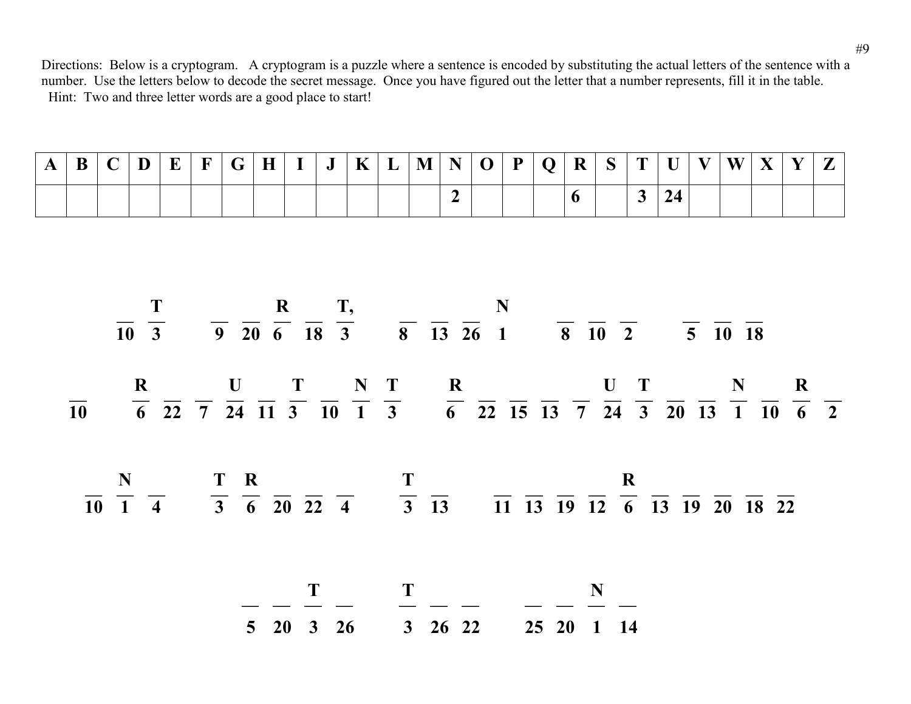#9

Directions: Below is a cryptogram. A cryptogram is a puzzle where a sentence is encoded by substituting the actual letters of the sentence with a number. Use the letters below to decode the secret message. Once you have figured out the letter that a number represents, fill it in the table.
Hint: Two and three letter words are a good place to start!

| A | B | C | D | E | F | G | H | I | J | K | L | M | N | O | P | Q | R | S | T | U | V | W | X | Y | Z |
|---|---|---|---|---|---|---|---|---|---|---|---|---|---|---|---|---|---|---|---|---|---|---|---|---|---|
| | | | | | | | | | | | | | 2 | | | | 6 | | 3 | 24 | | | | | |

_ T &nbsp;&nbsp; _ _ R _ T, &nbsp;&nbsp; _ _ _ N &nbsp;&nbsp; _ _ _ &nbsp;&nbsp; _ _ _

10 3 &nbsp;&nbsp; 9 20 6 18 3 &nbsp;&nbsp; 8 13 26 1 &nbsp;&nbsp; 8 10 2 &nbsp;&nbsp; 5 10 18

_ &nbsp;&nbsp; R _ _ U _ T _ N T &nbsp;&nbsp; R _ _ _ _ U T _ _ N _ R _

10 &nbsp;&nbsp; 6 22 7 24 11 3 10 1 3 &nbsp;&nbsp; 6 22 15 13 7 24 3 20 13 1 10 6 2

_ N _ &nbsp;&nbsp; T R _ _ _ &nbsp;&nbsp; T _ &nbsp;&nbsp; _ _ _ _ R _ _ _ _ _

10 1 4 &nbsp;&nbsp; 3 6 20 22 4 &nbsp;&nbsp; 3 13 &nbsp;&nbsp; 11 13 19 12 6 13 19 20 18 22

_ _ T _ &nbsp;&nbsp; T _ _ &nbsp;&nbsp; _ _ N _

5 20 3 26 &nbsp;&nbsp; 3 26 22 &nbsp;&nbsp; 25 20 1 14